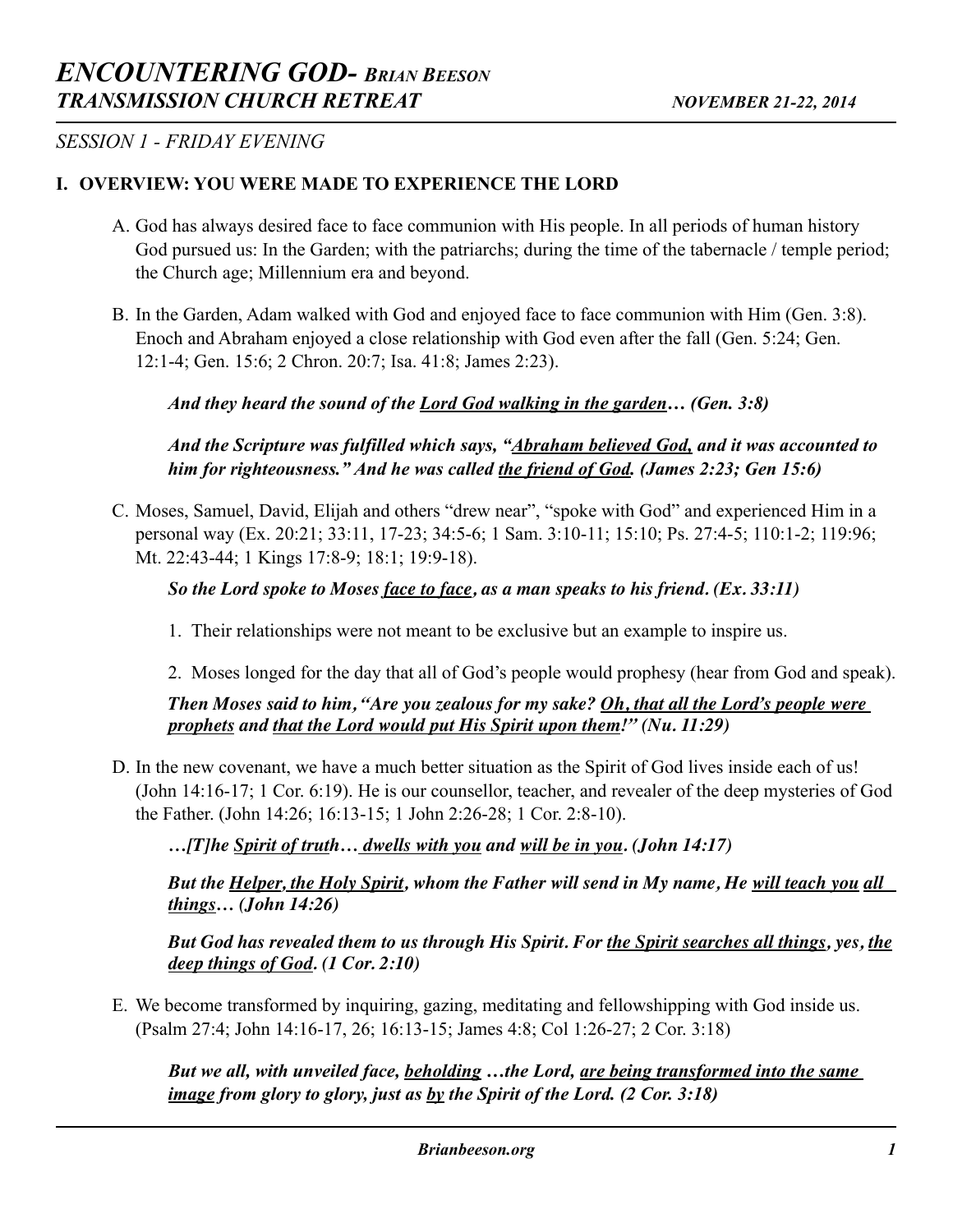# *ENCOUNTERING GOD- BRIAN BEESON*
## *TRANSMISSION CHURCH RETREAT* — *NOVEMBER 21-22, 2014*

*SESSION 1 - FRIDAY EVENING*

### I. OVERVIEW: YOU WERE MADE TO EXPERIENCE THE LORD

A. God has always desired face to face communion with His people. In all periods of human history God pursued us: In the Garden; with the patriarchs; during the time of the tabernacle / temple period; the Church age; Millennium era and beyond.

B. In the Garden, Adam walked with God and enjoyed face to face communion with Him (Gen. 3:8). Enoch and Abraham enjoyed a close relationship with God even after the fall (Gen. 5:24; Gen. 12:1-4; Gen. 15:6; 2 Chron. 20:7; Isa. 41:8; James 2:23).

> ***And they heard the sound of the <u>Lord God walking in the garden</u>… (Gen. 3:8)***
>
> ***And the Scripture was fulfilled which says, "<u>Abraham believed God,</u> and it was accounted to him for righteousness." And he was called <u>the friend of God</u>. (James 2:23; Gen 15:6)***

C. Moses, Samuel, David, Elijah and others "drew near", "spoke with God" and experienced Him in a personal way (Ex. 20:21; 33:11, 17-23; 34:5-6; 1 Sam. 3:10-11; 15:10; Ps. 27:4-5; 110:1-2; 119:96; Mt. 22:43-44; 1 Kings 17:8-9; 18:1; 19:9-18).

> ***So the Lord spoke to Moses <u>face to face</u>, as a man speaks to his friend. (Ex. 33:11)***

1. Their relationships were not meant to be exclusive but an example to inspire us.
2. Moses longed for the day that all of God's people would prophesy (hear from God and speak).

> ***Then Moses said to him, "Are you zealous for my sake? <u>Oh, that all the Lord's people were prophets</u> and <u>that the Lord would put His Spirit upon them</u>!" (Nu. 11:29)***

D. In the new covenant, we have a much better situation as the Spirit of God lives inside each of us! (John 14:16-17; 1 Cor. 6:19). He is our counsellor, teacher, and revealer of the deep mysteries of God the Father. (John 14:26; 16:13-15; 1 John 2:26-28; 1 Cor. 2:8-10).

> ***…[T]he <u>Spirit of truth</u>… <u>dwells with you</u> and <u>will be in you</u>. (John 14:17)***
>
> ***But the <u>Helper, the Holy Spirit</u>, whom the Father will send in My name, He <u>will teach you</u> <u>all things</u>… (John 14:26)***
>
> ***But God has revealed them to us through His Spirit. For <u>the Spirit searches all things</u>, yes, <u>the deep things of God</u>. (1 Cor. 2:10)***

E. We become transformed by inquiring, gazing, meditating and fellowshipping with God inside us. (Psalm 27:4; John 14:16-17, 26; 16:13-15; James 4:8; Col 1:26-27; 2 Cor. 3:18)

> ***But we all, with unveiled face, <u>beholding</u> …the Lord, <u>are being transformed into the same image</u> from glory to glory, just as <u>by</u> the Spirit of the Lord. (2 Cor. 3:18)***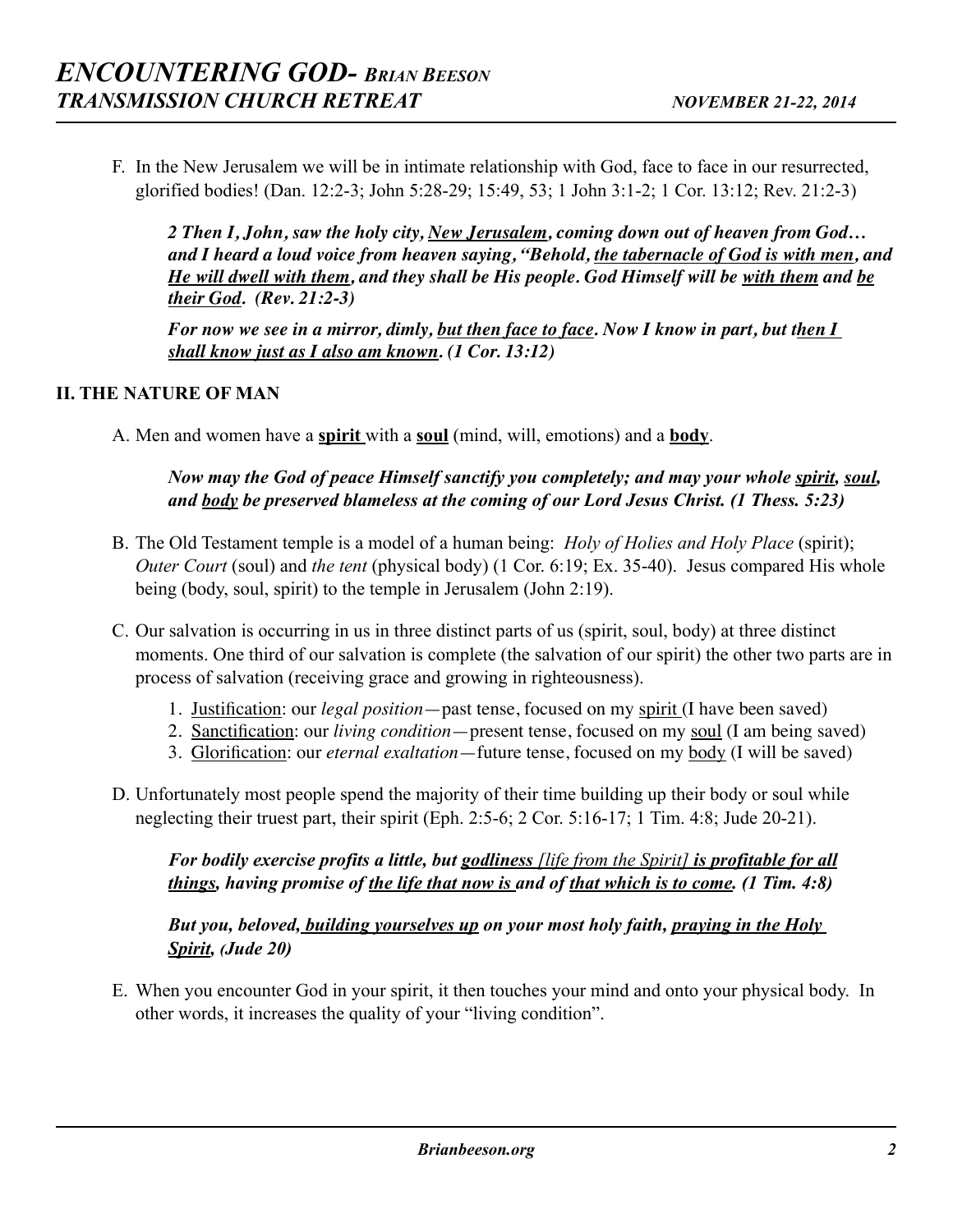F. In the New Jerusalem we will be in intimate relationship with God, face to face in our resurrected, glorified bodies! (Dan. 12:2-3; John 5:28-29; 15:49, 53; 1 John 3:1-2; 1 Cor. 13:12; Rev. 21:2-3)

> ***2 Then I, John, saw the holy city, <u>New Jerusalem</u>, coming down out of heaven from God… and I heard a loud voice from heaven saying, "Behold, <u>the tabernacle of God is with men</u>, and <u>He will dwell with them</u>, and they shall be His people. God Himself will be <u>with them</u> and <u>be their God</u>. (Rev. 21:2-3)***
>
> ***For now we see in a mirror, dimly, <u>but then face to face</u>. Now I know in part, but t<u>hen I shall know just as I also am known</u>. (1 Cor. 13:12)***

## II. THE NATURE OF MAN

A. Men and women have a **<u>spirit</u>** with a **<u>soul</u>** (mind, will, emotions) and a **<u>body</u>**.

> ***Now may the God of peace Himself sanctify you completely; and may your whole <u>spirit</u>, <u>soul</u>, and <u>body</u> be preserved blameless at the coming of our Lord Jesus Christ. (1 Thess. 5:23)***

B. The Old Testament temple is a model of a human being: *Holy of Holies and Holy Place* (spirit); *Outer Court* (soul) and *the tent* (physical body) (1 Cor. 6:19; Ex. 35-40). Jesus compared His whole being (body, soul, spirit) to the temple in Jerusalem (John 2:19).

C. Our salvation is occurring in us in three distinct parts of us (spirit, soul, body) at three distinct moments. One third of our salvation is complete (the salvation of our spirit) the other two parts are in process of salvation (receiving grace and growing in righteousness).

1. <u>Justification</u>: our *legal position*—past tense, focused on my <u>spirit</u> (I have been saved)
2. <u>Sanctification</u>: our *living condition*—present tense, focused on my <u>soul</u> (I am being saved)
3. <u>Glorification</u>: our *eternal exaltation*—future tense, focused on my <u>body</u> (I will be saved)

D. Unfortunately most people spend the majority of their time building up their body or soul while neglecting their truest part, their spirit (Eph. 2:5-6; 2 Cor. 5:16-17; 1 Tim. 4:8; Jude 20-21).

> ***For bodily exercise profits a little, but <u>godliness</u>*** *[life from the Spirit]* ***<u>is profitable for all things</u>, having promise of <u>the life that now is</u> and of <u>that which is to come</u>. (1 Tim. 4:8)***
>
> ***But you, beloved, <u>building yourselves up</u> on your most holy faith, <u>praying in the Holy Spirit</u>, (Jude 20)***

E. When you encounter God in your spirit, it then touches your mind and onto your physical body. In other words, it increases the quality of your "living condition".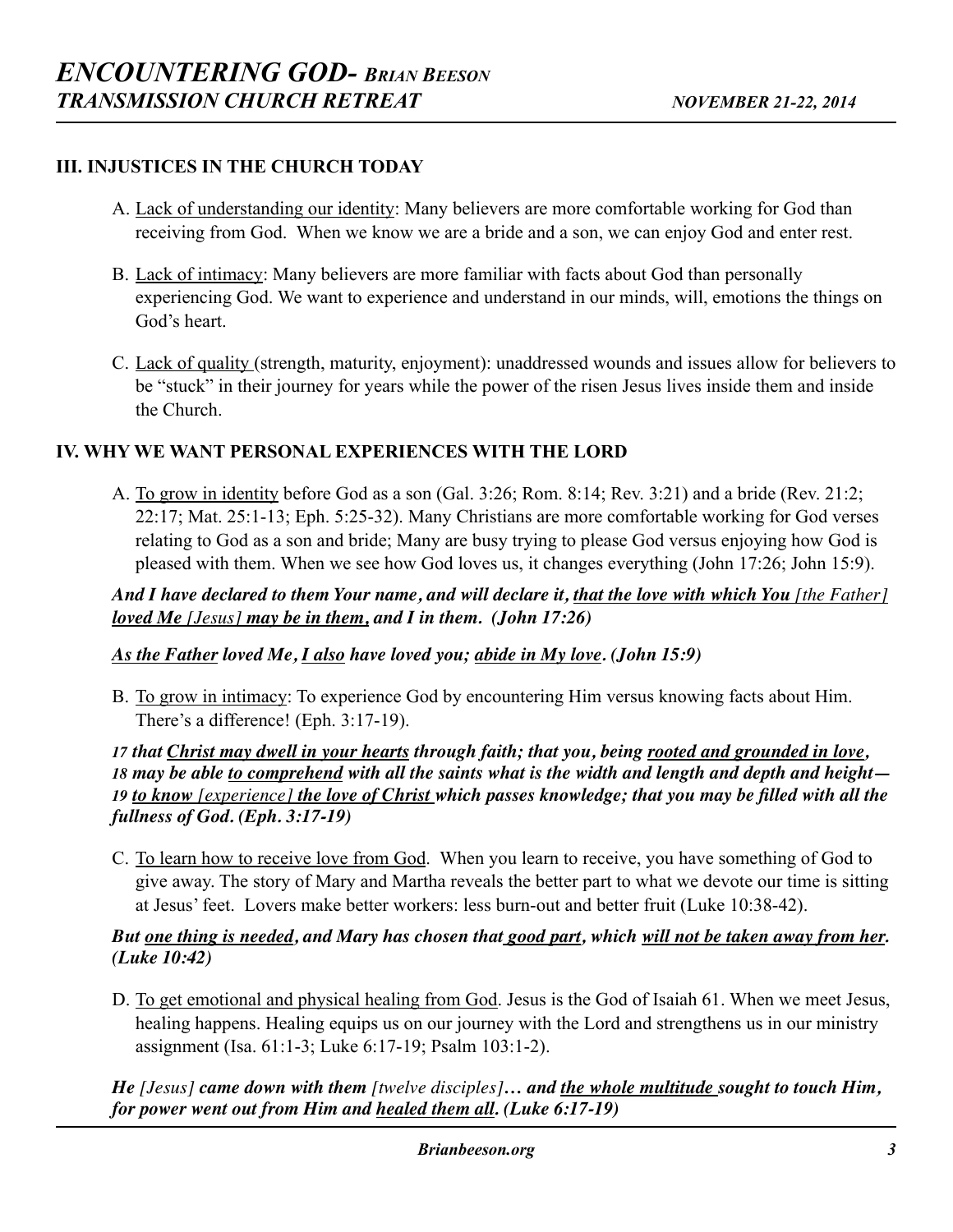## III. INJUSTICES IN THE CHURCH TODAY

A. Lack of understanding our identity: Many believers are more comfortable working for God than receiving from God. When we know we are a bride and a son, we can enjoy God and enter rest.

B. Lack of intimacy: Many believers are more familiar with facts about God than personally experiencing God. We want to experience and understand in our minds, will, emotions the things on God's heart.

C. Lack of quality (strength, maturity, enjoyment): unaddressed wounds and issues allow for believers to be "stuck" in their journey for years while the power of the risen Jesus lives inside them and inside the Church.

## IV. WHY WE WANT PERSONAL EXPERIENCES WITH THE LORD

A. To grow in identity before God as a son (Gal. 3:26; Rom. 8:14; Rev. 3:21) and a bride (Rev. 21:2; 22:17; Mat. 25:1-13; Eph. 5:25-32). Many Christians are more comfortable working for God verses relating to God as a son and bride; Many are busy trying to please God versus enjoying how God is pleased with them. When we see how God loves us, it changes everything (John 17:26; John 15:9).

***And I have declared to them Your name, and will declare it, that the love with which You*** *[the Father]* ***loved Me*** *[Jesus]* ***may be in them, and I in them. (John 17:26)***

***As the Father loved Me, I also have loved you; abide in My love. (John 15:9)***

B. To grow in intimacy: To experience God by encountering Him versus knowing facts about Him. There's a difference! (Eph. 3:17-19).

***17 that Christ may dwell in your hearts through faith; that you, being rooted and grounded in love, 18 may be able to comprehend with all the saints what is the width and length and depth and height— 19 to know*** *[experience]* ***the love of Christ which passes knowledge; that you may be filled with all the fullness of God. (Eph. 3:17-19)***

C. To learn how to receive love from God. When you learn to receive, you have something of God to give away. The story of Mary and Martha reveals the better part to what we devote our time is sitting at Jesus' feet. Lovers make better workers: less burn-out and better fruit (Luke 10:38-42).

***But one thing is needed, and Mary has chosen that good part, which will not be taken away from her. (Luke 10:42)***

D. To get emotional and physical healing from God. Jesus is the God of Isaiah 61. When we meet Jesus, healing happens. Healing equips us on our journey with the Lord and strengthens us in our ministry assignment (Isa. 61:1-3; Luke 6:17-19; Psalm 103:1-2).

***He*** *[Jesus]* ***came down with them*** *[twelve disciples]* ***… and the whole multitude sought to touch Him, for power went out from Him and healed them all. (Luke 6:17-19)***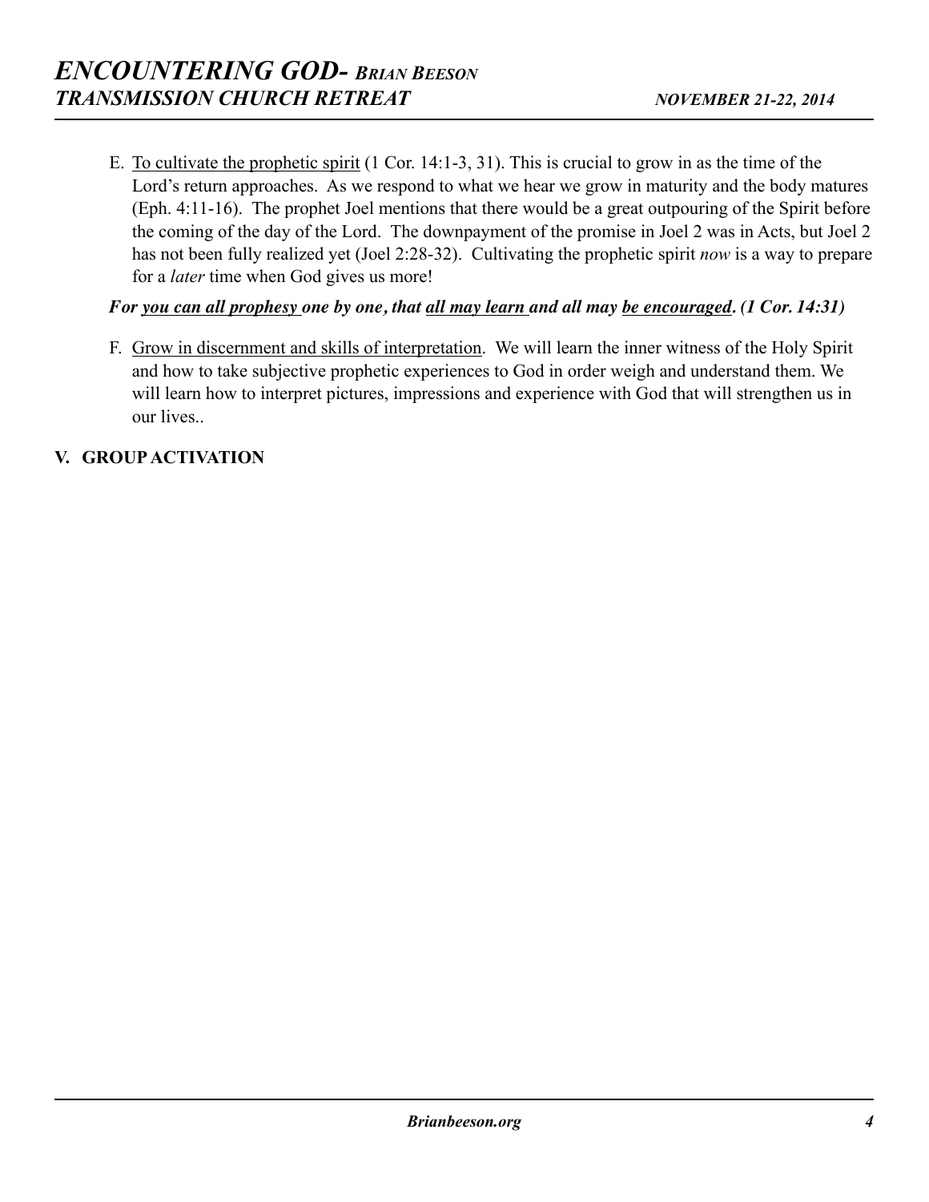E. <u>To cultivate the prophetic spirit</u> (1 Cor. 14:1-3, 31). This is crucial to grow in as the time of the Lord's return approaches. As we respond to what we hear we grow in maturity and the body matures (Eph. 4:11-16). The prophet Joel mentions that there would be a great outpouring of the Spirit before the coming of the day of the Lord. The downpayment of the promise in Joel 2 was in Acts, but Joel 2 has not been fully realized yet (Joel 2:28-32). Cultivating the prophetic spirit *now* is a way to prepare for a *later* time when God gives us more!

***For <u>you can all prophesy</u> one by one, that <u>all may learn</u> and all may <u>be encouraged</u>. (1 Cor. 14:31)***

F. <u>Grow in discernment and skills of interpretation</u>. We will learn the inner witness of the Holy Spirit and how to take subjective prophetic experiences to God in order weigh and understand them. We will learn how to interpret pictures, impressions and experience with God that will strengthen us in our lives..

**V. GROUP ACTIVATION**